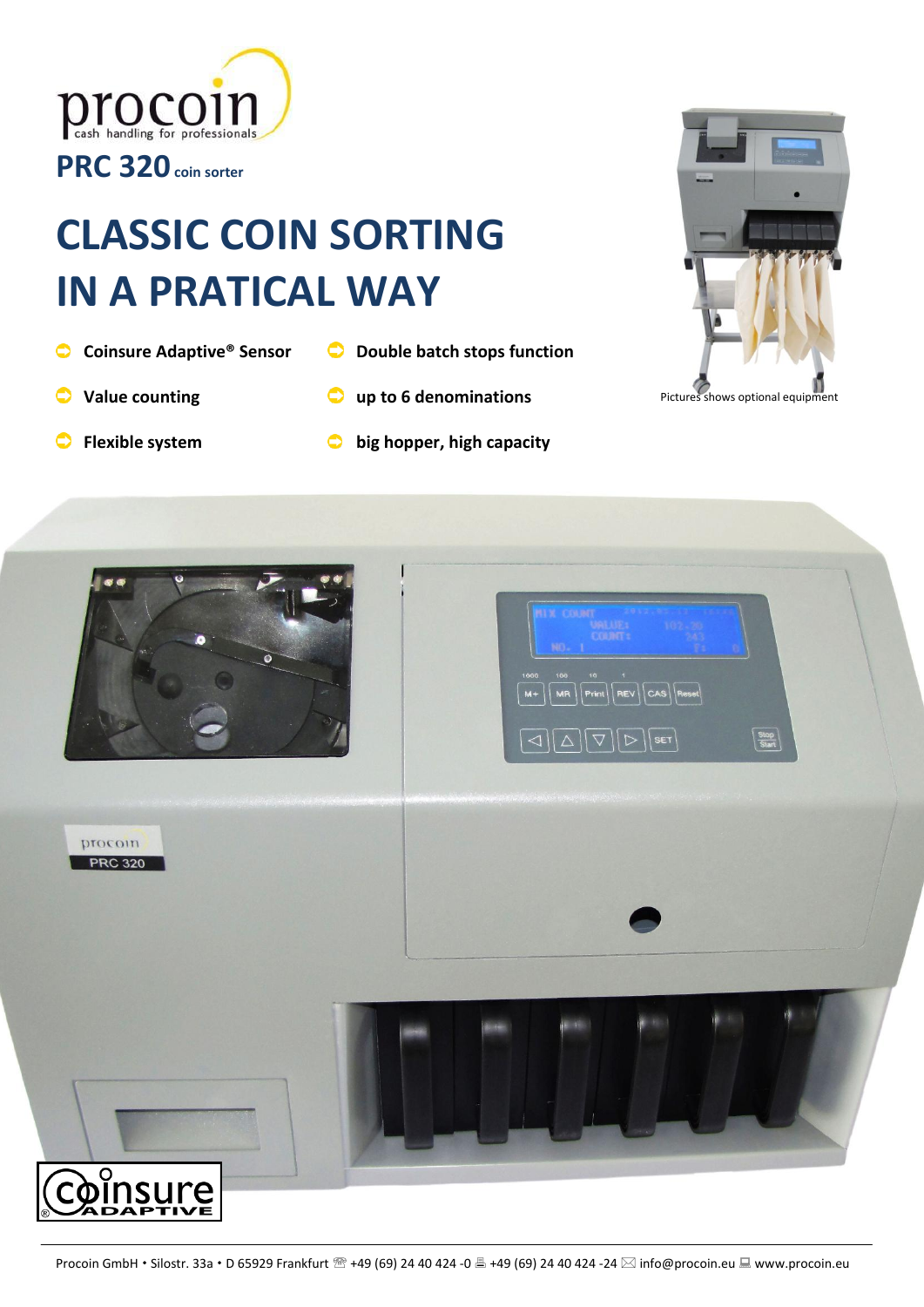procoin
cash handling for professionals

**PRC 320** coin sorter

# CLASSIC COIN SORTING IN A PRATICAL WAY

- **Coinsure Adaptive® Sensor**
- **Value counting**
- **Flexible system**
- **Double batch stops function**
- **up to 6 denominations**
- **big hopper, high capacity**

Pictures shows optional equipment

Procoin GmbH • Silostr. 33a • D 65929 Frankfurt ☎ +49 (69) 24 40 424 -0 🖷 +49 (69) 24 40 424 -24 ✉ info@procoin.eu 🖳 www.procoin.eu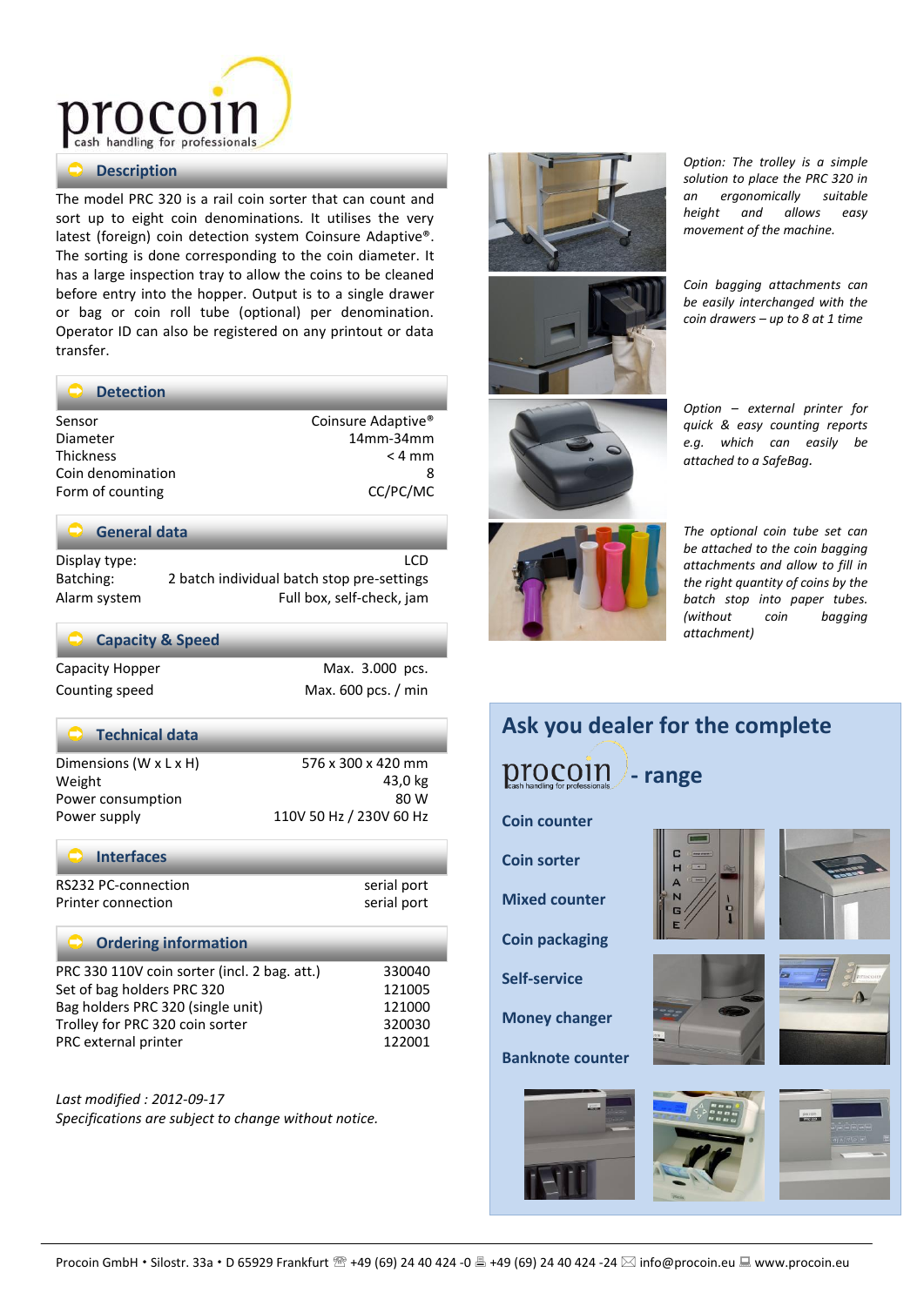# procoin

cash handling for professionals

## Description

The model PRC 320 is a rail coin sorter that can count and sort up to eight coin denominations. It utilises the very latest (foreign) coin detection system Coinsure Adaptive®. The sorting is done corresponding to the coin diameter. It has a large inspection tray to allow the coins to be cleaned before entry into the hopper. Output is to a single drawer or bag or coin roll tube (optional) per denomination. Operator ID can also be registered on any printout or data transfer.

## Detection

| | |
|---|---|
| Sensor | Coinsure Adaptive® |
| Diameter | 14mm-34mm |
| Thickness | < 4 mm |
| Coin denomination | 8 |
| Form of counting | CC/PC/MC |

## General data

| | |
|---|---|
| Display type: | LCD |
| Batching: | 2 batch individual batch stop pre-settings |
| Alarm system | Full box, self-check, jam |

## Capacity & Speed

| | |
|---|---|
| Capacity Hopper | Max. 3.000 pcs. |
| Counting speed | Max. 600 pcs. / min |

## Technical data

| | |
|---|---|
| Dimensions (W x L x H) | 576 x 300 x 420 mm |
| Weight | 43,0 kg |
| Power consumption | 80 W |
| Power supply | 110V 50 Hz / 230V 60 Hz |

## Interfaces

| | |
|---|---|
| RS232 PC-connection | serial port |
| Printer connection | serial port |

## Ordering information

| | |
|---|---|
| PRC 330 110V coin sorter (incl. 2 bag. att.) | 330040 |
| Set of bag holders PRC 320 | 121005 |
| Bag holders PRC 320 (single unit) | 121000 |
| Trolley for PRC 320 coin sorter | 320030 |
| PRC external printer | 122001 |

*Last modified : 2012-09-17*

*Specifications are subject to change without notice.*

*Option: The trolley is a simple solution to place the PRC 320 in an ergonomically suitable height and allows easy movement of the machine.*

*Coin bagging attachments can be easily interchanged with the coin drawers – up to 8 at 1 time*

*Option – external printer for quick & easy counting reports e.g. which can easily be attached to a SafeBag.*

*The optional coin tube set can be attached to the coin bagging attachments and allow to fill in the right quantity of coins by the batch stop into paper tubes. (without coin bagging attachment)*

## Ask you dealer for the complete procoin - range

- Coin counter
- Coin sorter
- Mixed counter
- Coin packaging
- Self-service
- Money changer
- Banknote counter

Procoin GmbH • Silostr. 33a • D 65929 Frankfurt ☏ +49 (69) 24 40 424 -0 🖷 +49 (69) 24 40 424 -24 ✉ info@procoin.eu 🖳 www.procoin.eu